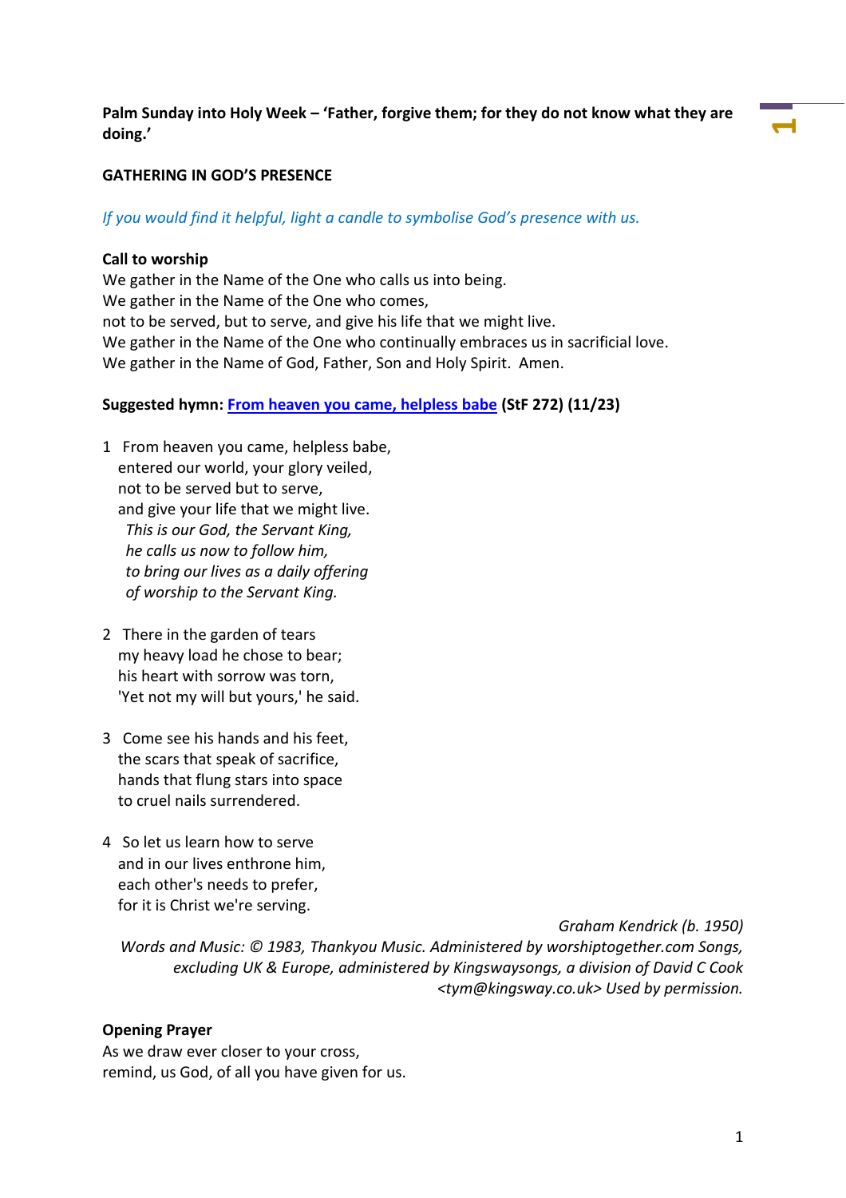**Palm Sunday into Holy Week – 'Father, forgive them; for they do not know what they are doing.'**

**GATHERING IN GOD'S PRESENCE**

*If you would find it helpful, light a candle to symbolise God's presence with us.*

**Call to worship**
We gather in the Name of the One who calls us into being.
We gather in the Name of the One who comes,
not to be served, but to serve, and give his life that we might live.
We gather in the Name of the One who continually embraces us in sacrificial love.
We gather in the Name of God, Father, Son and Holy Spirit. Amen.

**Suggested hymn: From heaven you came, helpless babe (StF 272) (11/23)**

1 From heaven you came, helpless babe,
entered our world, your glory veiled,
not to be served but to serve,
and give your life that we might live.
*This is our God, the Servant King,*
*he calls us now to follow him,*
*to bring our lives as a daily offering*
*of worship to the Servant King.*

2 There in the garden of tears
my heavy load he chose to bear;
his heart with sorrow was torn,
'Yet not my will but yours,' he said.

3 Come see his hands and his feet,
the scars that speak of sacrifice,
hands that flung stars into space
to cruel nails surrendered.

4 So let us learn how to serve
and in our lives enthrone him,
each other's needs to prefer,
for it is Christ we're serving.

*Graham Kendrick (b. 1950)*
*Words and Music: © 1983, Thankyou Music. Administered by worshiptogether.com Songs, excluding UK & Europe, administered by Kingswaysongs, a division of David C Cook <tym@kingsway.co.uk> Used by permission.*

**Opening Prayer**
As we draw ever closer to your cross,
remind, us God, of all you have given for us.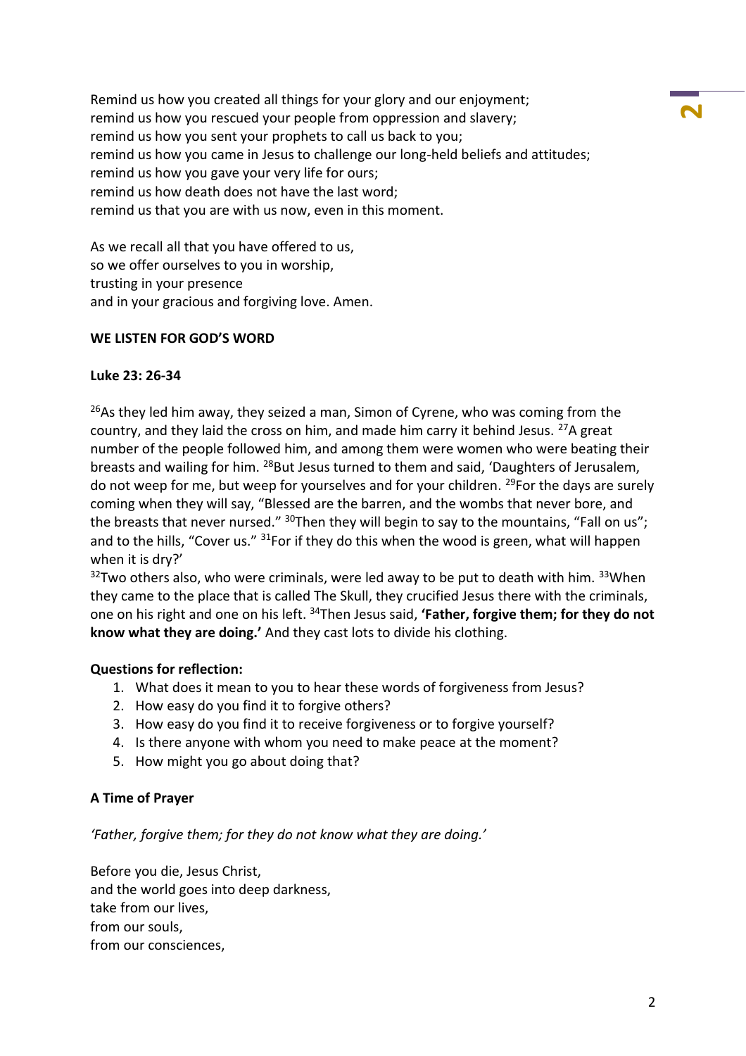Remind us how you created all things for your glory and our enjoyment;
remind us how you rescued your people from oppression and slavery;
remind us how you sent your prophets to call us back to you;
remind us how you came in Jesus to challenge our long-held beliefs and attitudes;
remind us how you gave your very life for ours;
remind us how death does not have the last word;
remind us that you are with us now, even in this moment.

As we recall all that you have offered to us,
so we offer ourselves to you in worship,
trusting in your presence
and in your gracious and forgiving love. Amen.

**WE LISTEN FOR GOD'S WORD**

**Luke 23: 26-34**

[26]As they led him away, they seized a man, Simon of Cyrene, who was coming from the country, and they laid the cross on him, and made him carry it behind Jesus. [27]A great number of the people followed him, and among them were women who were beating their breasts and wailing for him. [28]But Jesus turned to them and said, 'Daughters of Jerusalem, do not weep for me, but weep for yourselves and for your children. [29]For the days are surely coming when they will say, "Blessed are the barren, and the wombs that never bore, and the breasts that never nursed." [30]Then they will begin to say to the mountains, "Fall on us"; and to the hills, "Cover us." [31]For if they do this when the wood is green, what will happen when it is dry?'
[32]Two others also, who were criminals, were led away to be put to death with him. [33]When they came to the place that is called The Skull, they crucified Jesus there with the criminals, one on his right and one on his left. [34]Then Jesus said, **'Father, forgive them; for they do not know what they are doing.'** And they cast lots to divide his clothing.

**Questions for reflection:**

1. What does it mean to you to hear these words of forgiveness from Jesus?
2. How easy do you find it to forgive others?
3. How easy do you find it to receive forgiveness or to forgive yourself?
4. Is there anyone with whom you need to make peace at the moment?
5. How might you go about doing that?

**A Time of Prayer**

*'Father, forgive them; for they do not know what they are doing.'*

Before you die, Jesus Christ,
and the world goes into deep darkness,
take from our lives,
from our souls,
from our consciences,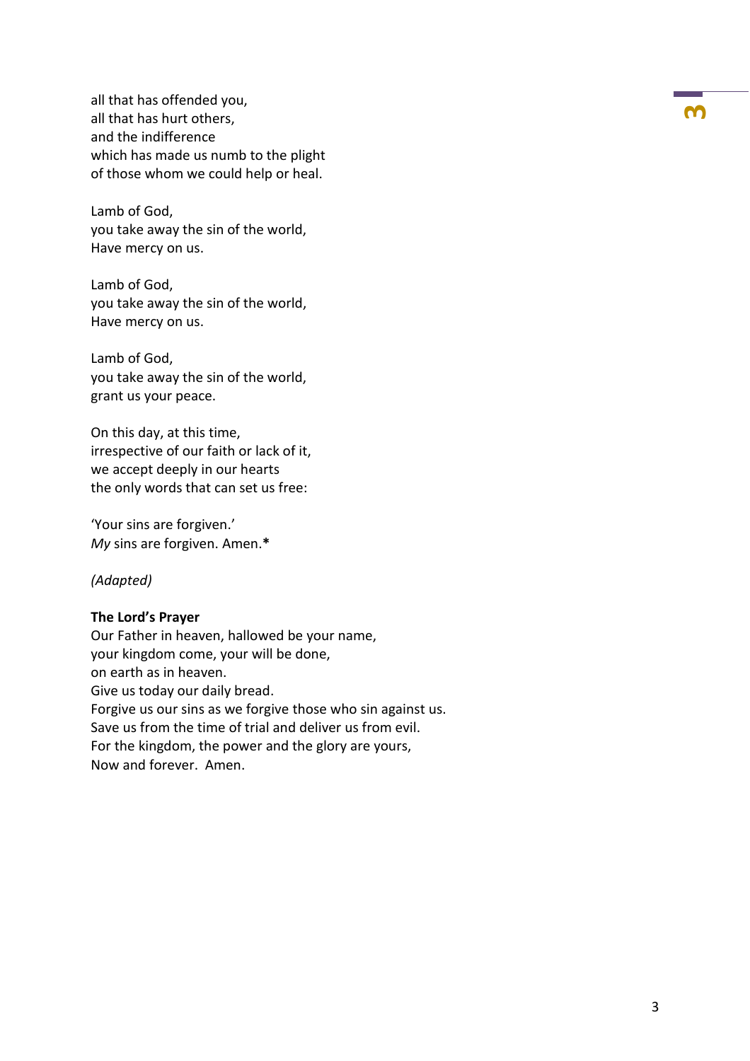all that has offended you,  
all that has hurt others,  
and the indifference  
which has made us numb to the plight  
of those whom we could help or heal.

Lamb of God,  
you take away the sin of the world,  
Have mercy on us.

Lamb of God,  
you take away the sin of the world,  
Have mercy on us.

Lamb of God,  
you take away the sin of the world,  
grant us your peace.

On this day, at this time,  
irrespective of our faith or lack of it,  
we accept deeply in our hearts  
the only words that can set us free:

'Your sins are forgiven.'  
*My* sins are forgiven. Amen.**\***

*(Adapted)*

**The Lord's Prayer**  
Our Father in heaven, hallowed be your name,  
your kingdom come, your will be done,  
on earth as in heaven.  
Give us today our daily bread.  
Forgive us our sins as we forgive those who sin against us.  
Save us from the time of trial and deliver us from evil.  
For the kingdom, the power and the glory are yours,  
Now and forever. Amen.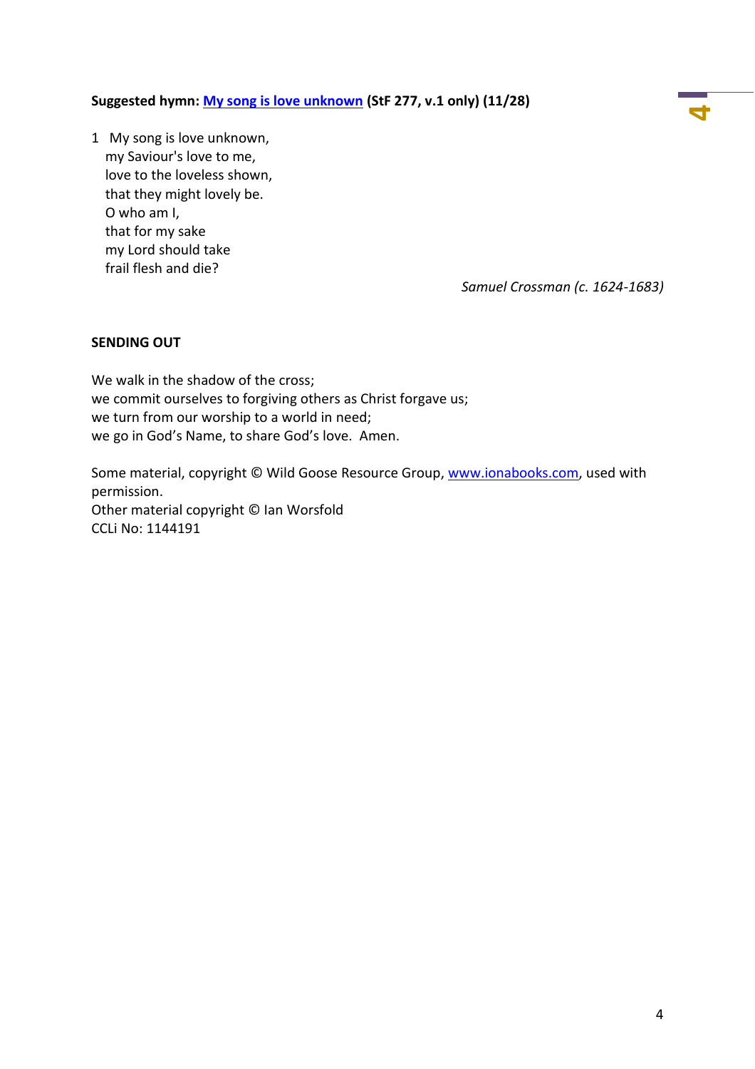**Suggested hymn: [My song is love unknown](#) (StF 277, v.1 only) (11/28)**

1 My song is love unknown,
my Saviour's love to me,
love to the loveless shown,
that they might lovely be.
O who am I,
that for my sake
my Lord should take
frail flesh and die?

*Samuel Crossman (c. 1624-1683)*

**SENDING OUT**

We walk in the shadow of the cross;
we commit ourselves to forgiving others as Christ forgave us;
we turn from our worship to a world in need;
we go in God's Name, to share God's love. Amen.

Some material, copyright © Wild Goose Resource Group, www.ionabooks.com, used with permission.
Other material copyright © Ian Worsfold
CCLi No: 1144191